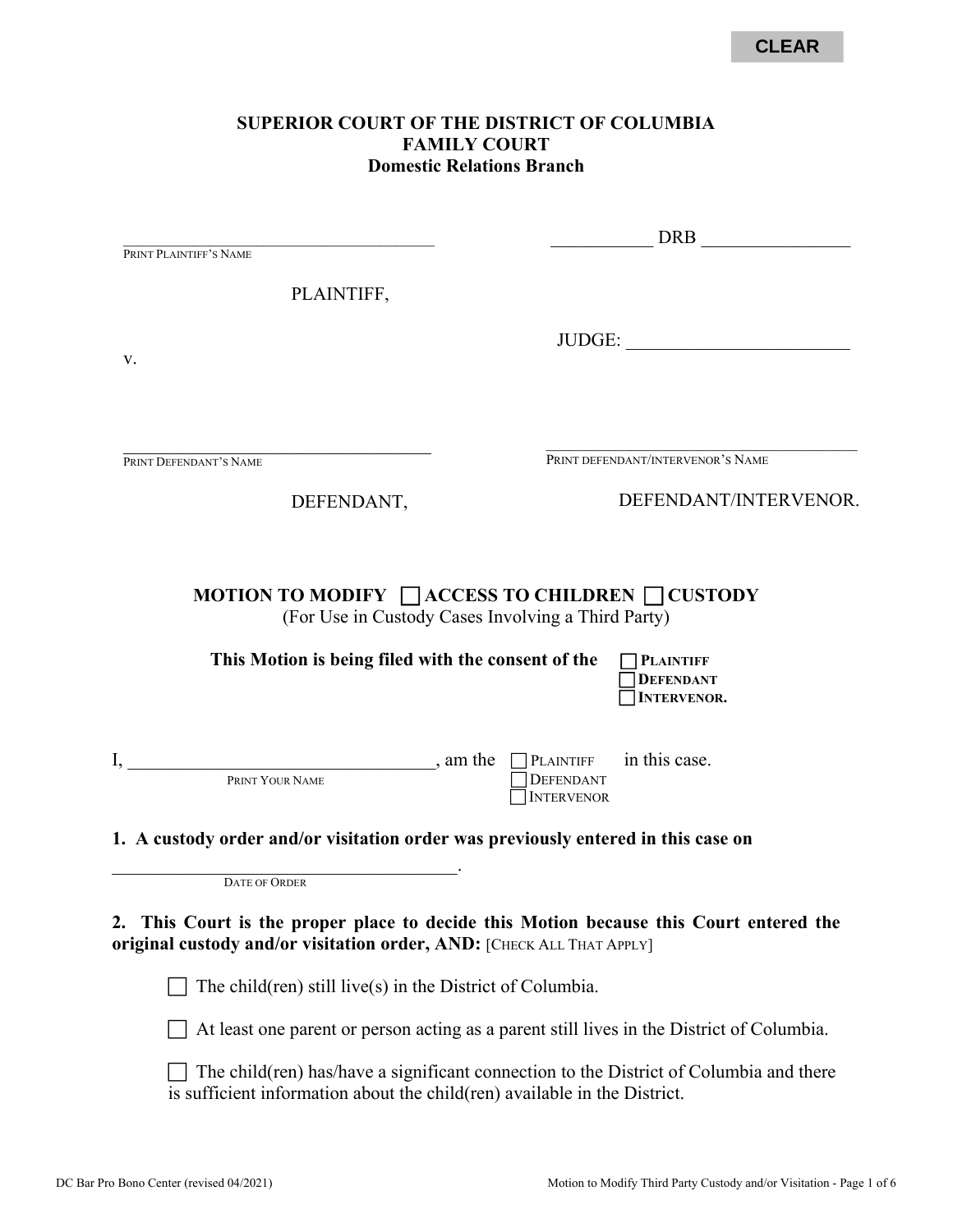CLEAR

**SUPERIOR COURT OF THE DISTRICT OF COLUMBIA**
**FAMILY COURT**
**Domestic Relations Branch**

_______________________________________
PRINT PLAINTIFF'S NAME

PLAINTIFF,

v.

_______________________________________
PRINT DEFENDANT'S NAME

DEFENDANT,

___________ DRB ________________

JUDGE: ________________________

_______________________________________
PRINT DEFENDANT/INTERVENOR'S NAME

DEFENDANT/INTERVENOR.

## MOTION TO MODIFY ☐ ACCESS TO CHILDREN ☐ CUSTODY

(For Use in Custody Cases Involving a Third Party)

**This Motion is being filed with the consent of the** ☐ **PLAINTIFF** ☐ **DEFENDANT** ☐ **INTERVENOR.**

I, ________________________________, am the ☐ PLAINTIFF ☐ DEFENDANT ☐ INTERVENOR in this case.
PRINT YOUR NAME

**1. A custody order and/or visitation order was previously entered in this case on**

_______________________________________.
DATE OF ORDER

**2. This Court is the proper place to decide this Motion because this Court entered the original custody and/or visitation order, AND:** [CHECK ALL THAT APPLY]

☐ The child(ren) still live(s) in the District of Columbia.

☐ At least one parent or person acting as a parent still lives in the District of Columbia.

☐ The child(ren) has/have a significant connection to the District of Columbia and there is sufficient information about the child(ren) available in the District.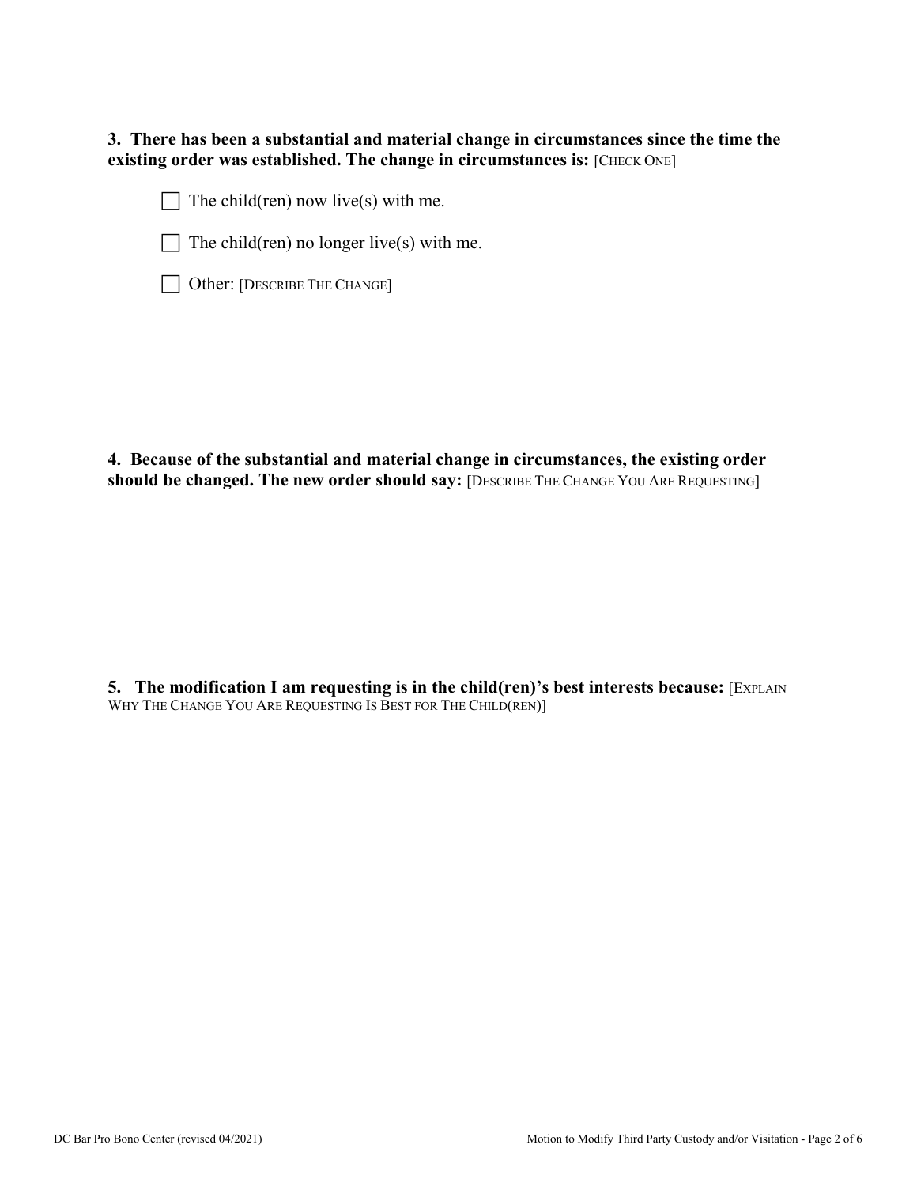**3. There has been a substantial and material change in circumstances since the time the existing order was established. The change in circumstances is:** [CHECK ONE]

☐ The child(ren) now live(s) with me.

☐ The child(ren) no longer live(s) with me.

☐ Other: [DESCRIBE THE CHANGE]

**4. Because of the substantial and material change in circumstances, the existing order should be changed. The new order should say:** [DESCRIBE THE CHANGE YOU ARE REQUESTING]

**5. The modification I am requesting is in the child(ren)'s best interests because:** [EXPLAIN WHY THE CHANGE YOU ARE REQUESTING IS BEST FOR THE CHILD(REN)]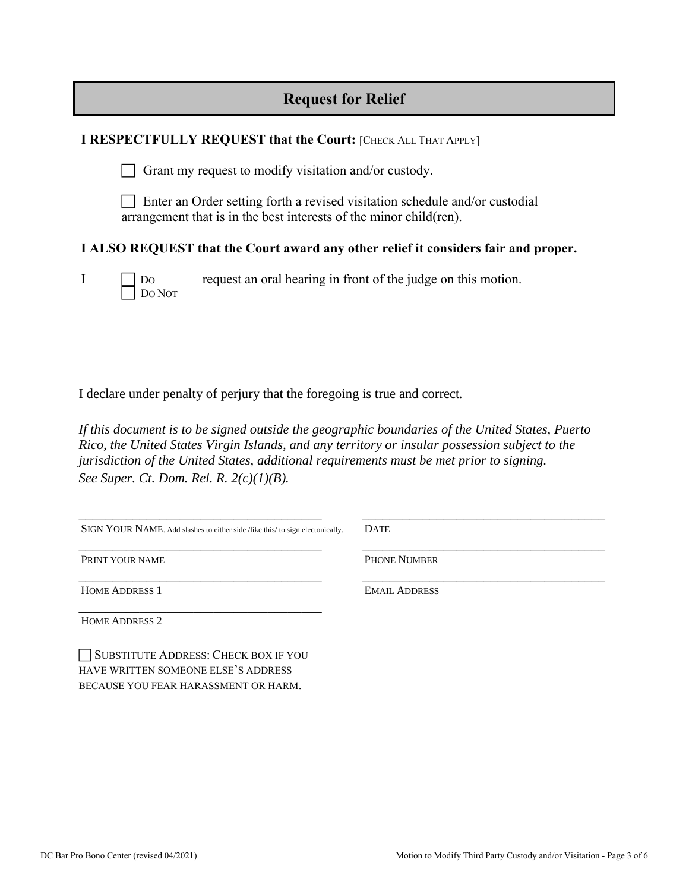## Request for Relief

**I RESPECTFULLY REQUEST that the Court:** [CHECK ALL THAT APPLY]

☐ Grant my request to modify visitation and/or custody.

☐ Enter an Order setting forth a revised visitation schedule and/or custodial arrangement that is in the best interests of the minor child(ren).

**I ALSO REQUEST that the Court award any other relief it considers fair and proper.**

I ☐ DO ☐ DO NOT request an oral hearing in front of the judge on this motion.

---

I declare under penalty of perjury that the foregoing is true and correct.

*If this document is to be signed outside the geographic boundaries of the United States, Puerto Rico, the United States Virgin Islands, and any territory or insular possession subject to the jurisdiction of the United States, additional requirements must be met prior to signing. See Super. Ct. Dom. Rel. R. 2(c)(1)(B).*

| | |
|---|---|
| \_\_\_\_\_\_\_\_\_\_\_\_\_\_\_\_\_\_\_\_\_\_\_\_\_\_\_\_\_\_\_\_\_\_\_\_\_\_\_\_ | \_\_\_\_\_\_\_\_\_\_\_\_\_\_\_\_\_\_\_\_\_\_\_\_\_\_\_\_\_\_\_\_\_\_\_\_\_\_\_\_ |
| SIGN YOUR NAME. Add slashes to either side /like this/ to sign electonically. | DATE |
| \_\_\_\_\_\_\_\_\_\_\_\_\_\_\_\_\_\_\_\_\_\_\_\_\_\_\_\_\_\_\_\_\_\_\_\_\_\_\_\_ | \_\_\_\_\_\_\_\_\_\_\_\_\_\_\_\_\_\_\_\_\_\_\_\_\_\_\_\_\_\_\_\_\_\_\_\_\_\_\_\_ |
| PRINT YOUR NAME | PHONE NUMBER |
| \_\_\_\_\_\_\_\_\_\_\_\_\_\_\_\_\_\_\_\_\_\_\_\_\_\_\_\_\_\_\_\_\_\_\_\_\_\_\_\_ | \_\_\_\_\_\_\_\_\_\_\_\_\_\_\_\_\_\_\_\_\_\_\_\_\_\_\_\_\_\_\_\_\_\_\_\_\_\_\_\_ |
| HOME ADDRESS 1 | EMAIL ADDRESS |
| \_\_\_\_\_\_\_\_\_\_\_\_\_\_\_\_\_\_\_\_\_\_\_\_\_\_\_\_\_\_\_\_\_\_\_\_\_\_\_\_ | |
| HOME ADDRESS 2 | |

☐ SUBSTITUTE ADDRESS: CHECK BOX IF YOU HAVE WRITTEN SOMEONE ELSE'S ADDRESS BECAUSE YOU FEAR HARASSMENT OR HARM.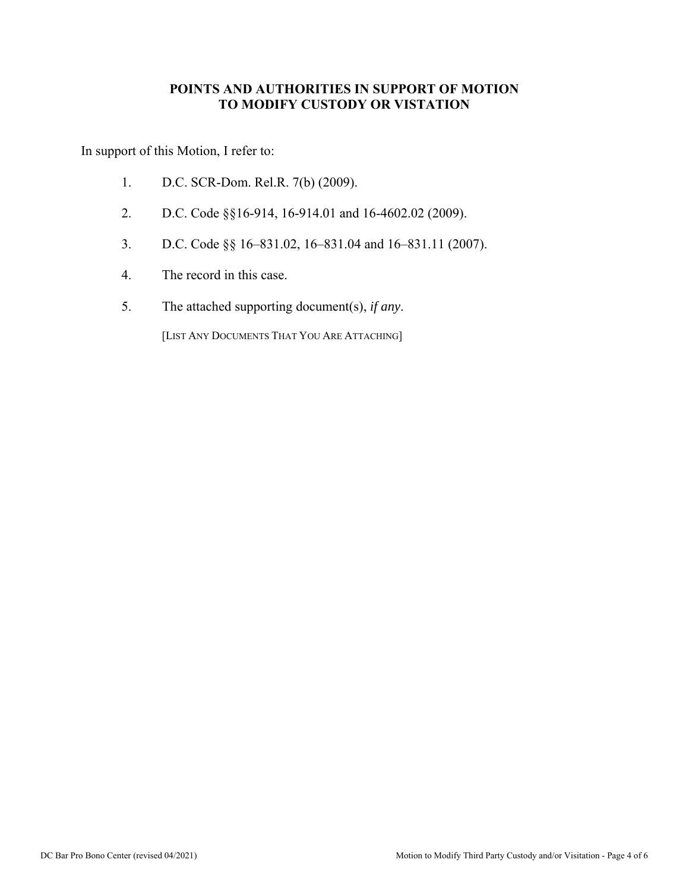## POINTS AND AUTHORITIES IN SUPPORT OF MOTION TO MODIFY CUSTODY OR VISTATION

In support of this Motion, I refer to:

1. D.C. SCR-Dom. Rel.R. 7(b) (2009).
2. D.C. Code §§16-914, 16-914.01 and 16-4602.02 (2009).
3. D.C. Code §§ 16–831.02, 16–831.04 and 16–831.11 (2007).
4. The record in this case.
5. The attached supporting document(s), *if any*.

   [LIST ANY DOCUMENTS THAT YOU ARE ATTACHING]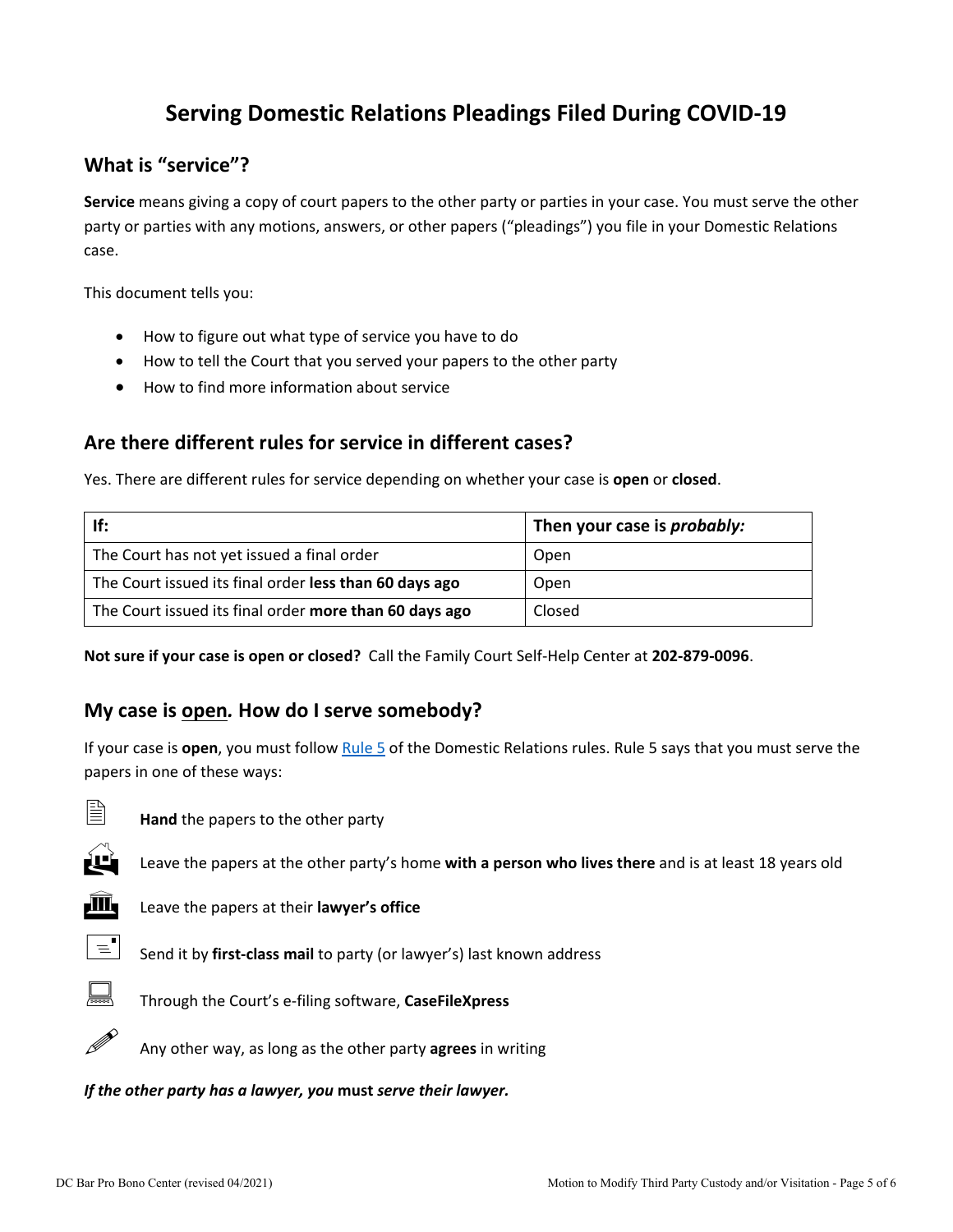# Serving Domestic Relations Pleadings Filed During COVID-19

## What is "service"?

**Service** means giving a copy of court papers to the other party or parties in your case. You must serve the other party or parties with any motions, answers, or other papers ("pleadings") you file in your Domestic Relations case.

This document tells you:

- How to figure out what type of service you have to do
- How to tell the Court that you served your papers to the other party
- How to find more information about service

## Are there different rules for service in different cases?

Yes. There are different rules for service depending on whether your case is **open** or **closed**.

| If: | Then your case is ***probably:*** |
|---|---|
| The Court has not yet issued a final order | Open |
| The Court issued its final order **less than 60 days ago** | Open |
| The Court issued its final order **more than 60 days ago** | Closed |

**Not sure if your case is open or closed?** Call the Family Court Self-Help Center at **202-879-0096**.

## My case is open. How do I serve somebody?

If your case is **open**, you must follow Rule 5 of the Domestic Relations rules. Rule 5 says that you must serve the papers in one of these ways:

- **Hand** the papers to the other party
- Leave the papers at the other party's home **with a person who lives there** and is at least 18 years old
- Leave the papers at their **lawyer's office**
- Send it by **first-class mail** to party (or lawyer's) last known address
- Through the Court's e-filing software, **CaseFileXpress**
- Any other way, as long as the other party **agrees** in writing

***If the other party has a lawyer, you* must *serve their lawyer.***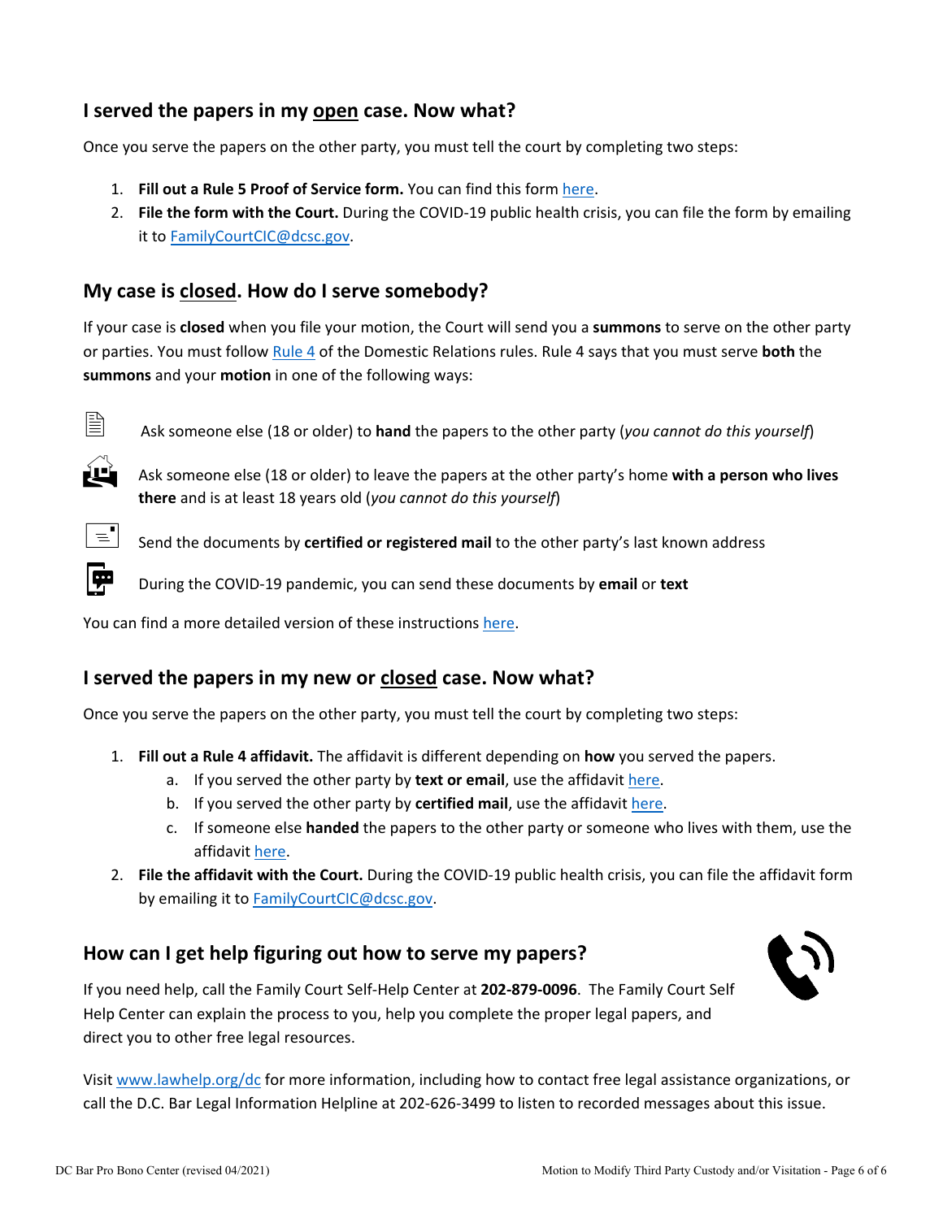## I served the papers in my open case. Now what?

Once you serve the papers on the other party, you must tell the court by completing two steps:

1. **Fill out a Rule 5 Proof of Service form.** You can find this form here.
2. **File the form with the Court.** During the COVID-19 public health crisis, you can file the form by emailing it to FamilyCourtCIC@dcsc.gov.

## My case is closed. How do I serve somebody?

If your case is **closed** when you file your motion, the Court will send you a **summons** to serve on the other party or parties. You must follow Rule 4 of the Domestic Relations rules. Rule 4 says that you must serve **both** the **summons** and your **motion** in one of the following ways:

- Ask someone else (18 or older) to **hand** the papers to the other party (*you cannot do this yourself*)
- Ask someone else (18 or older) to leave the papers at the other party's home **with a person who lives there** and is at least 18 years old (*you cannot do this yourself*)
- Send the documents by **certified or registered mail** to the other party's last known address
- During the COVID-19 pandemic, you can send these documents by **email** or **text**

You can find a more detailed version of these instructions here.

## I served the papers in my new or closed case. Now what?

Once you serve the papers on the other party, you must tell the court by completing two steps:

1. **Fill out a Rule 4 affidavit.** The affidavit is different depending on **how** you served the papers.
   a. If you served the other party by **text or email**, use the affidavit here.
   b. If you served the other party by **certified mail**, use the affidavit here.
   c. If someone else **handed** the papers to the other party or someone who lives with them, use the affidavit here.
2. **File the affidavit with the Court.** During the COVID-19 public health crisis, you can file the affidavit form by emailing it to FamilyCourtCIC@dcsc.gov.

## How can I get help figuring out how to serve my papers?

If you need help, call the Family Court Self-Help Center at **202-879-0096**. The Family Court Self Help Center can explain the process to you, help you complete the proper legal papers, and direct you to other free legal resources.

Visit www.lawhelp.org/dc for more information, including how to contact free legal assistance organizations, or call the D.C. Bar Legal Information Helpline at 202-626-3499 to listen to recorded messages about this issue.